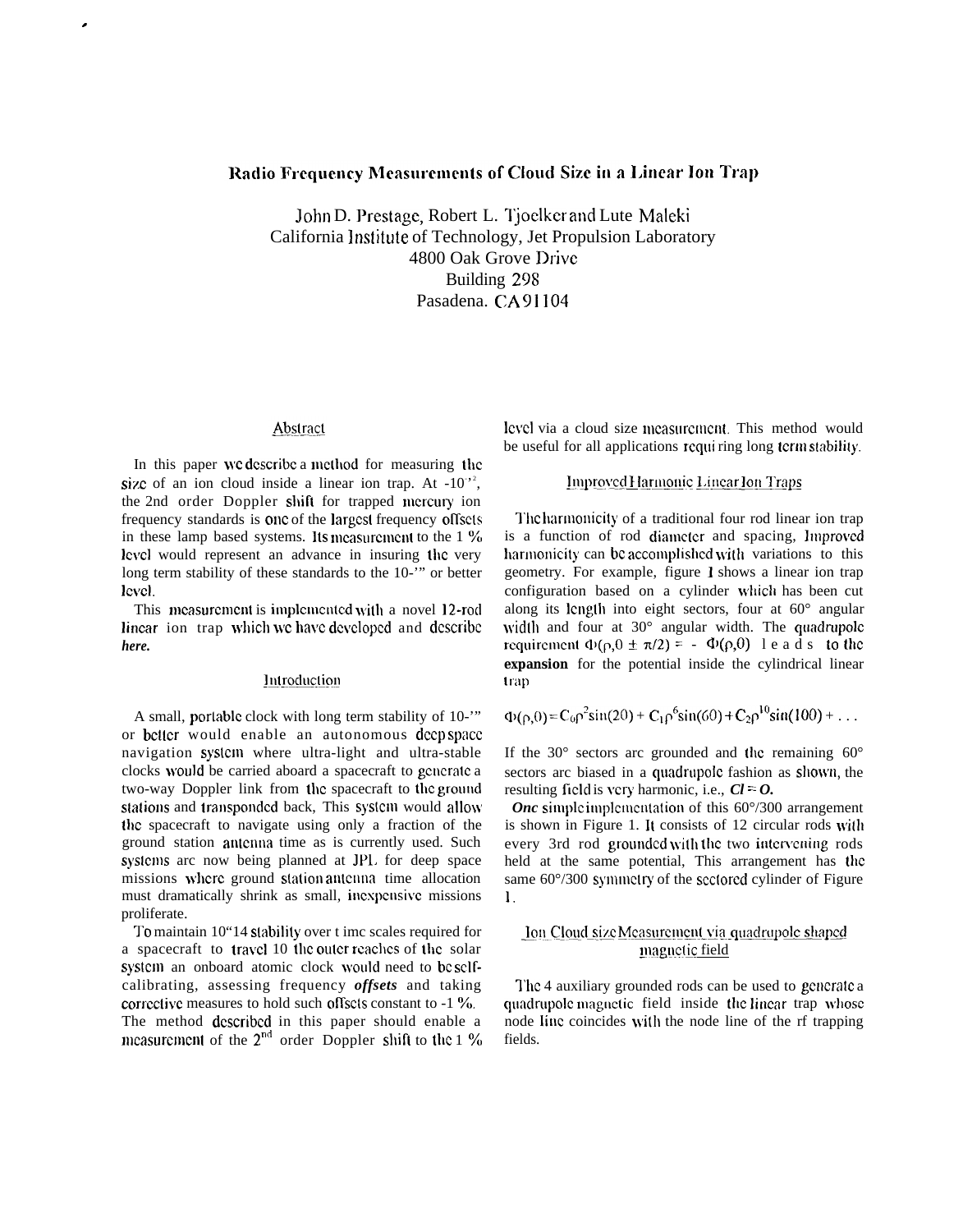# Radio Frequency Measurements of Cloud Size in a Linear Ion Trap

John D. Prestage, Robert L. Tjoelker and Lute Maleki
California Institute of Technology, Jet Propulsion Laboratory
4800 Oak Grove Drive
Building 298
Pasadena. CA 91104

## Abstract

In this paper we describe a method for measuring the size of an ion cloud inside a linear ion trap. At $\sim 10^{-12}$, the 2nd order Doppler shift for trapped mercury ion frequency standards is one of the largest frequency offsets in these lamp based systems. Its measurement to the 1 % level would represent an advance in insuring the very long term stability of these standards to the 10-'" or better level.

This measurement is implemented with a novel 12-rod linear ion trap which we have developed and describe *here.*

## Introduction

A small, portable clock with long term stability of 10-'" or better would enable an autonomous deep space navigation system where ultra-light and ultra-stable clocks would be carried aboard a spacecraft to generate a two-way Doppler link from the spacecraft to the ground stations and transponded back, This system would allow the spacecraft to navigate using only a fraction of the ground station antenna time as is currently used. Such systems are now being planned at JPL for deep space missions where ground station antenna time allocation must dramatically shrink as small, inexpensive missions proliferate.

To maintain $10^{-14}$ stability over time scales required for a spacecraft to travel 10 the outer reaches of the solar system an onboard atomic clock would need to be self-calibrating, assessing frequency *offsets* and taking corrective measures to hold such offsets constant to ~1 %. The method described in this paper should enable a measurement of the 2[nd] order Doppler shift to the 1 % level via a cloud size measurement. This method would be useful for all applications requiring long term stability.

## Improved Harmonic Linear Ion Traps

The harmonicity of a traditional four rod linear ion trap is a function of rod diameter and spacing, Improved harmonicity can be accomplished with variations to this geometry. For example, figure 1 shows a linear ion trap configuration based on a cylinder which has been cut along its length into eight sectors, four at 60° angular width and four at 30° angular width. The quadrupole requirement $\Phi(\rho,\theta \pm \pi/2) = -\Phi(\rho,\theta)$ leads to the **expansion** for the potential inside the cylindrical linear trap

$$\Phi(\rho,\theta) = C_0\rho^2\sin(2\theta) + C_1\rho^6\sin(6\theta) + C_2\rho^{10}\sin(10\theta) + \ldots$$

If the 30° sectors are grounded and the remaining 60° sectors are biased in a quadrupole fashion as shown, the resulting field is very harmonic, i.e., $C_1 = 0$.

*One* simple implementation of this 60°/30° arrangement is shown in Figure 1. It consists of 12 circular rods with every 3rd rod grounded with the two intervening rods held at the same potential, This arrangement has the same 60°/30° symmetry of the sectored cylinder of Figure 1.

## Ion Cloud size Measurement via quadrupole shaped magnetic field

The 4 auxiliary grounded rods can be used to generate a quadrupole magnetic field inside the linear trap whose node line coincides with the node line of the rf trapping fields.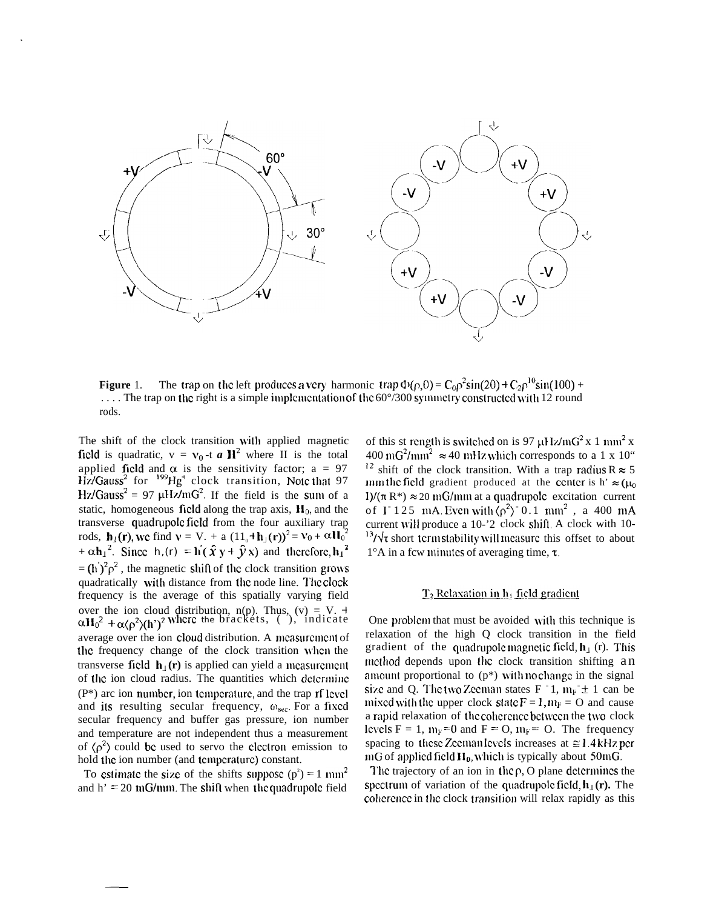**Figure 1.** The trap on the left produces a very harmonic trap $\Phi(\rho,\theta) = C_0\rho^2\sin(2\theta) + C_2\rho^{10}\sin(10\theta) + \ldots$. The trap on the right is a simple implementation of the 60°/300 symmetry constructed with 12 round rods.

The shift of the clock transition with applied magnetic field is quadratic, $\nu = \nu_0 + a\,H^2$ where H is the total applied field and $\alpha$ is the sensitivity factor; a = 97 Hz/Gauss$^2$ for $^{199}Hg^+$ clock transition. Note that 97 Hz/Gauss$^2$ = 97 $\mu$Hz/mG$^2$. If the field is the sum of a static, homogeneous field along the trap axis, $H_0$, and the transverse quadrupole field from the four auxiliary trap rods, $h_\perp(r)$, we find $\nu = \nu_0 + a\,(H_0 + h_\perp(r))^2 = \nu_0 + \alpha H_0^2 + \alpha h_\perp^2$. Since $h_\perp(r) = h'(\hat{x}\,y + \hat{y}\,x)$ and therefore, $h_\perp^2 = (h')^2\rho^2$, the magnetic shift of the clock transition grows quadratically with distance from the node line. The clock frequency is the average of this spatially varying field over the ion cloud distribution, n(ρ). Thus, $\langle\nu\rangle = \nu_0 + \alpha H_0^2 + \alpha\langle\rho^2\rangle(h')^2$ where the brackets, $\langle\ \rangle$, indicate average over the ion cloud distribution. A measurement of the frequency change of the clock transition when the transverse field $h_\perp(r)$ is applied can yield a measurement of the ion cloud radius. The quantities which determine $\langle\rho^2\rangle$ are ion number, ion temperature, and the trap rf level and its resulting secular frequency, $\omega_{sec}$. For a fixed secular frequency and buffer gas pressure, ion number and temperature are not independent thus a measurement of $\langle\rho^2\rangle$ could be used to servo the electron emission to hold the ion number (and temperature) constant.

To estimate the size of the shifts suppose $\langle\rho^2\rangle$ = 1 mm$^2$ and h' = 20 mG/mm. The shift when the quadrupole field of this strength is switched on is 97 $\mu$Hz/mG$^2$ x 1 mm$^2$ x 400 mG$^2$/mm$^2$ ≈ 40 mHz which corresponds to a 1 x 10$^{-12}$ shift of the clock transition. With a trap radius R ≈ 5 mm the field gradient produced at the center is h' ≈ $(\mu_0 I)/(\pi R^2)$ ≈ 20 mG/mm at a quadrupole excitation current of I = 125 mA. Even with $\langle\rho^2\rangle$ = 0.1 mm$^2$, a 400 mA current will produce a $10^{-12}$ clock shift. A clock with $10^{-13}/\sqrt{\tau}$ short term stability will measure this offset to about 1% in a few minutes of averaging time, $\tau$.

### $T_2$ Relaxation in $h_\perp$ field gradient

One problem that must be avoided with this technique is relaxation of the high Q clock transition in the field gradient of the quadrupole magnetic field, $h_\perp$ (r). This method depends upon the clock transition shifting an amount proportional to $\langle\rho^2\rangle$ with no change in the signal size and Q. The two Zeeman states F = 1, $m_F = \pm 1$ can be mixed with the upper clock state F = 1, $m_F$ = 0 and cause a rapid relaxation of the coherence between the two clock levels F = 1, $m_F$ = 0 and F = 0, $m_F$ = 0. The frequency spacing to these Zeeman levels increases at ≅ 1.4 kHz per mG of applied field $H_0$, which is typically about 50mG.

The trajectory of an ion in the ρ, θ plane determines the spectrum of variation of the quadrupole field, $h_\perp(r)$. The coherence in the clock transition will relax rapidly as this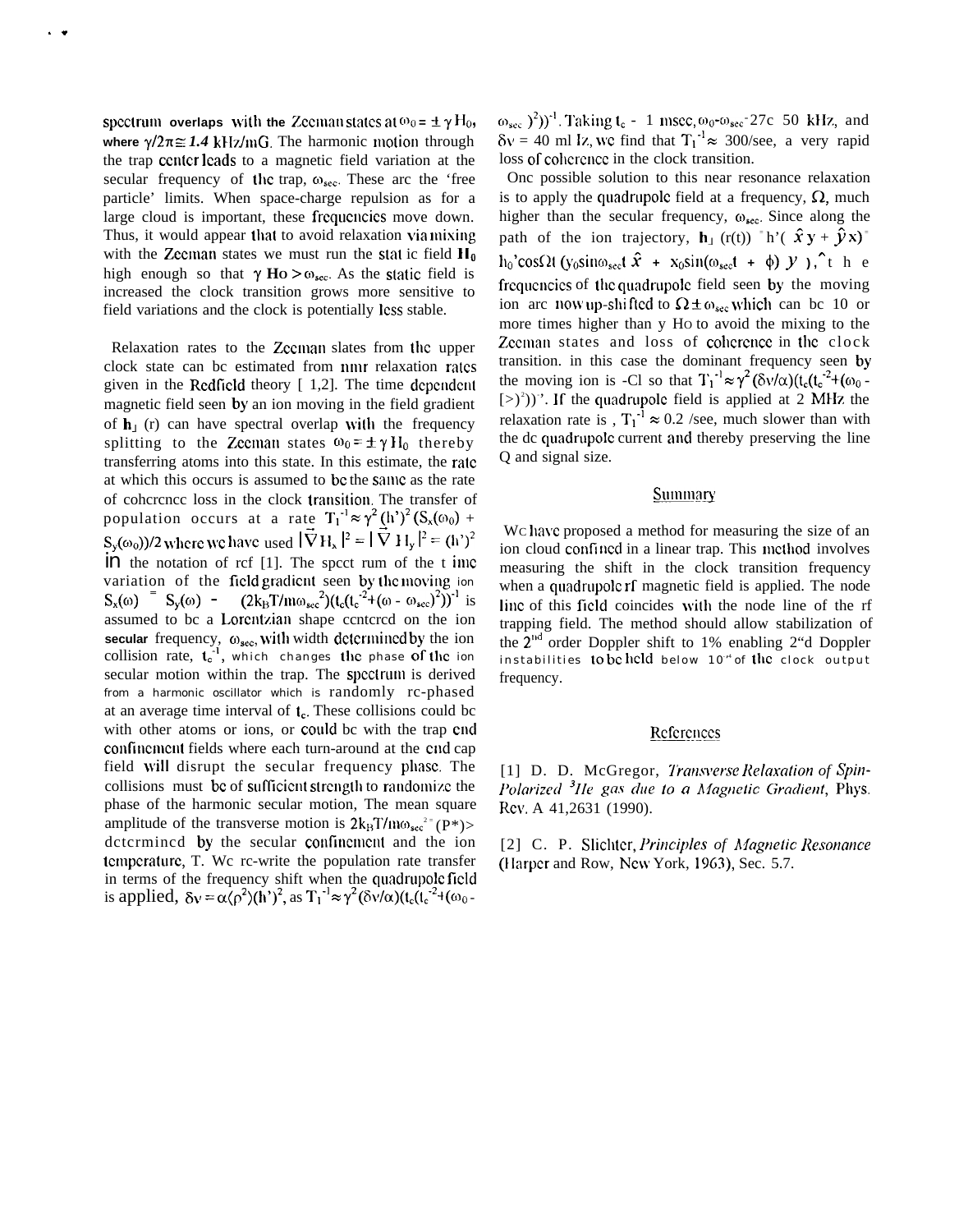spectrum overlaps with the Zeeman states at $\omega_0 = \pm\gamma H_0$, where $\gamma/2\pi \cong 1.4$ kHz/mG. The harmonic motion through the trap center leads to a magnetic field variation at the secular frequency of the trap, $\omega_{sec}$. These are the 'free particle' limits. When space-charge repulsion as for a large cloud is important, these frequencies move down. Thus, it would appear that to avoid relaxation via mixing with the Zeeman states we must run the static field $H_0$ high enough so that $\gamma H_0 > \omega_{sec}$. As the static field is increased the clock transition grows more sensitive to field variations and the clock is potentially less stable.

Relaxation rates to the Zeeman states from the upper clock state can be estimated from nmr relaxation rates given in the Redfield theory [1,2]. The time dependent magnetic field seen by an ion moving in the field gradient of $\mathbf{h}_\perp(r)$ can have spectral overlap with the frequency splitting to the Zeeman states $\omega_0 = \pm\gamma H_0$ thereby transferring atoms into this state. In this estimate, the rate at which this occurs is assumed to be the same as the rate of coherence loss in the clock transition. The transfer of population occurs at a rate $T_1^{-1} \approx \gamma^2 (h')^2 (S_x(\omega_0) + S_y(\omega_0))/2$ where we have used $|\vec{\nabla} H_x|^2 = |\vec{\nabla} H_y|^2 = (h')^2$ in the notation of ref [1]. The spectrum of the time variation of the field gradient seen by the moving ion $S_x(\omega) = S_y(\omega) = (2k_B T/m\omega_{sec}^2)(t_c(t_c^{-2}+(\omega - \omega_{sec})^2))^{-1}$ is assumed to be a Lorentzian shape centered on the ion secular frequency, $\omega_{sec}$, with width determined by the ion collision rate, $t_c^{-1}$, which changes the phase of the ion secular motion within the trap. The spectrum is derived from a harmonic oscillator which is randomly re-phased at an average time interval of $t_c$. These collisions could be with other atoms or ions, or could be with the trap end confinement fields where each turn-around at the end cap field will disrupt the secular frequency phase. The collisions must be of sufficient strength to randomize the phase of the harmonic secular motion, The mean square amplitude of the transverse motion is $2k_B T/m\omega_{sec}^2 = \langle\rho^2\rangle$ determined by the secular confinement and the ion temperature, T. We re-write the population rate transfer in terms of the frequency shift when the quadrupole field is applied, $\delta\nu = \alpha\langle\rho^2\rangle(h')^2$, as $T_1^{-1} \approx \gamma^2(\delta\nu/\alpha)(t_c(t_c^{-2}+(\omega_0 - \omega_{sec})^2))^{-1}$. Taking $t_c$ - 1 msec, $\omega_0 - \omega_{sec}$ - 27c 50 kHz, and $\delta\nu$ = 40 mHz, we find that $T_1^{-1} \approx$ 300/sec, a very rapid loss of coherence in the clock transition.

One possible solution to this near resonance relaxation is to apply the quadrupole field at a frequency, $\Omega$, much higher than the secular frequency, $\omega_{sec}$. Since along the path of the ion trajectory, $\mathbf{h}_\perp(r(t)) = h'(\hat{x}y + \hat{y}x) = h_0'\cos\Omega t\,(y_0\sin\omega_{sec}t\,\hat{x} + x_0\sin(\omega_{sec}t + \phi)\,\hat{y})$, the frequencies of the quadrupole field seen by the moving ion are now up-shifted to $\Omega \pm \omega_{sec}$ which can be 10 or more times higher than $\gamma H_0$ to avoid the mixing to the Zeeman states and loss of coherence in the clock transition. In this case the dominant frequency seen by the moving ion is $\Omega$ so that $T_1^{-1} \approx \gamma^2(\delta\nu/\alpha)(t_c(t_c^{-2}+(\omega_0 - \Omega)^2))^{-1}$. If the quadrupole field is applied at 2 MHz the relaxation rate is , $T_1^{-1} \approx$ 0.2 /sec, much slower than with the dc quadrupole current and thereby preserving the line Q and signal size.

## Summary

We have proposed a method for measuring the size of an ion cloud confined in a linear trap. This method involves measuring the shift in the clock transition frequency when a quadrupole rf magnetic field is applied. The node line of this field coincides with the node line of the rf trapping field. The method should allow stabilization of the 2nd order Doppler shift to 1% enabling 2nd Doppler instabilities to be held below $10^{-16}$ of the clock output frequency.

## References

[1] D. D. McGregor, *Transverse Relaxation of Spin-Polarized ³He gas due to a Magnetic Gradient*, Phys. Rev. A 41,2631 (1990).

[2] C. P. Slichter, *Principles of Magnetic Resonance* (Harper and Row, New York, 1963), Sec. 5.7.